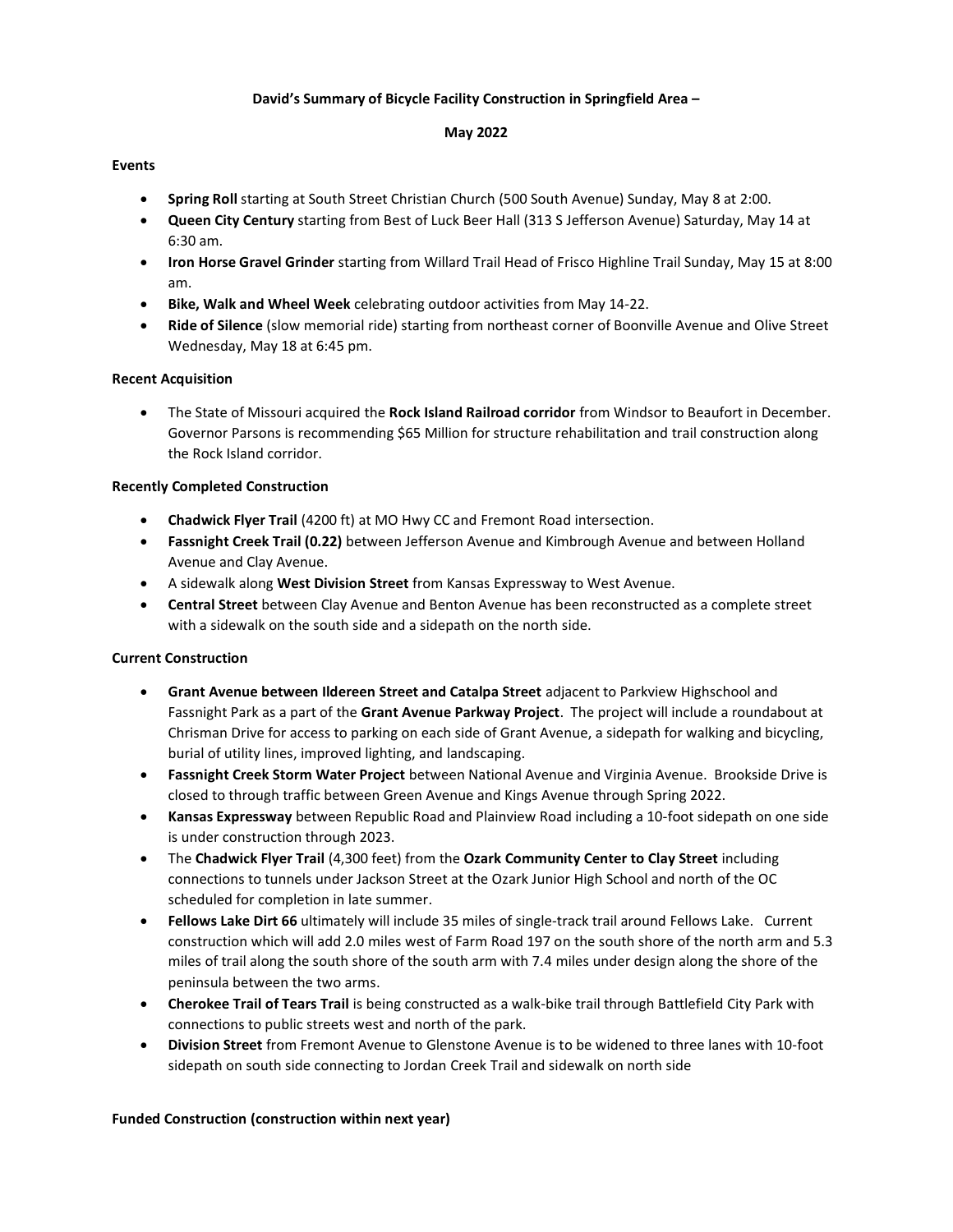**David's Summary of Bicycle Facility Construction in Springfield Area –**

**May 2022**

**Events**

- **Spring Roll** starting at South Street Christian Church (500 South Avenue) Sunday, May 8 at 2:00.
- **Queen City Century** starting from Best of Luck Beer Hall (313 S Jefferson Avenue) Saturday, May 14 at 6:30 am.
- **Iron Horse Gravel Grinder** starting from Willard Trail Head of Frisco Highline Trail Sunday, May 15 at 8:00 am.
- **Bike, Walk and Wheel Week** celebrating outdoor activities from May 14-22.
- **Ride of Silence** (slow memorial ride) starting from northeast corner of Boonville Avenue and Olive Street Wednesday, May 18 at 6:45 pm.

**Recent Acquisition**

- The State of Missouri acquired the **Rock Island Railroad corridor** from Windsor to Beaufort in December. Governor Parsons is recommending $65 Million for structure rehabilitation and trail construction along the Rock Island corridor.

**Recently Completed Construction**

- **Chadwick Flyer Trail** (4200 ft) at MO Hwy CC and Fremont Road intersection.
- **Fassnight Creek Trail (0.22)** between Jefferson Avenue and Kimbrough Avenue and between Holland Avenue and Clay Avenue.
- A sidewalk along **West Division Street** from Kansas Expressway to West Avenue.
- **Central Street** between Clay Avenue and Benton Avenue has been reconstructed as a complete street with a sidewalk on the south side and a sidepath on the north side.

**Current Construction**

- **Grant Avenue between Ildereen Street and Catalpa Street** adjacent to Parkview Highschool and Fassnight Park as a part of the **Grant Avenue Parkway Project**. The project will include a roundabout at Chrisman Drive for access to parking on each side of Grant Avenue, a sidepath for walking and bicycling, burial of utility lines, improved lighting, and landscaping.
- **Fassnight Creek Storm Water Project** between National Avenue and Virginia Avenue. Brookside Drive is closed to through traffic between Green Avenue and Kings Avenue through Spring 2022.
- **Kansas Expressway** between Republic Road and Plainview Road including a 10-foot sidepath on one side is under construction through 2023.
- The **Chadwick Flyer Trail** (4,300 feet) from the **Ozark Community Center to Clay Street** including connections to tunnels under Jackson Street at the Ozark Junior High School and north of the OC scheduled for completion in late summer.
- **Fellows Lake Dirt 66** ultimately will include 35 miles of single-track trail around Fellows Lake. Current construction which will add 2.0 miles west of Farm Road 197 on the south shore of the north arm and 5.3 miles of trail along the south shore of the south arm with 7.4 miles under design along the shore of the peninsula between the two arms.
- **Cherokee Trail of Tears Trail** is being constructed as a walk-bike trail through Battlefield City Park with connections to public streets west and north of the park.
- **Division Street** from Fremont Avenue to Glenstone Avenue is to be widened to three lanes with 10-foot sidepath on south side connecting to Jordan Creek Trail and sidewalk on north side

**Funded Construction (construction within next year)**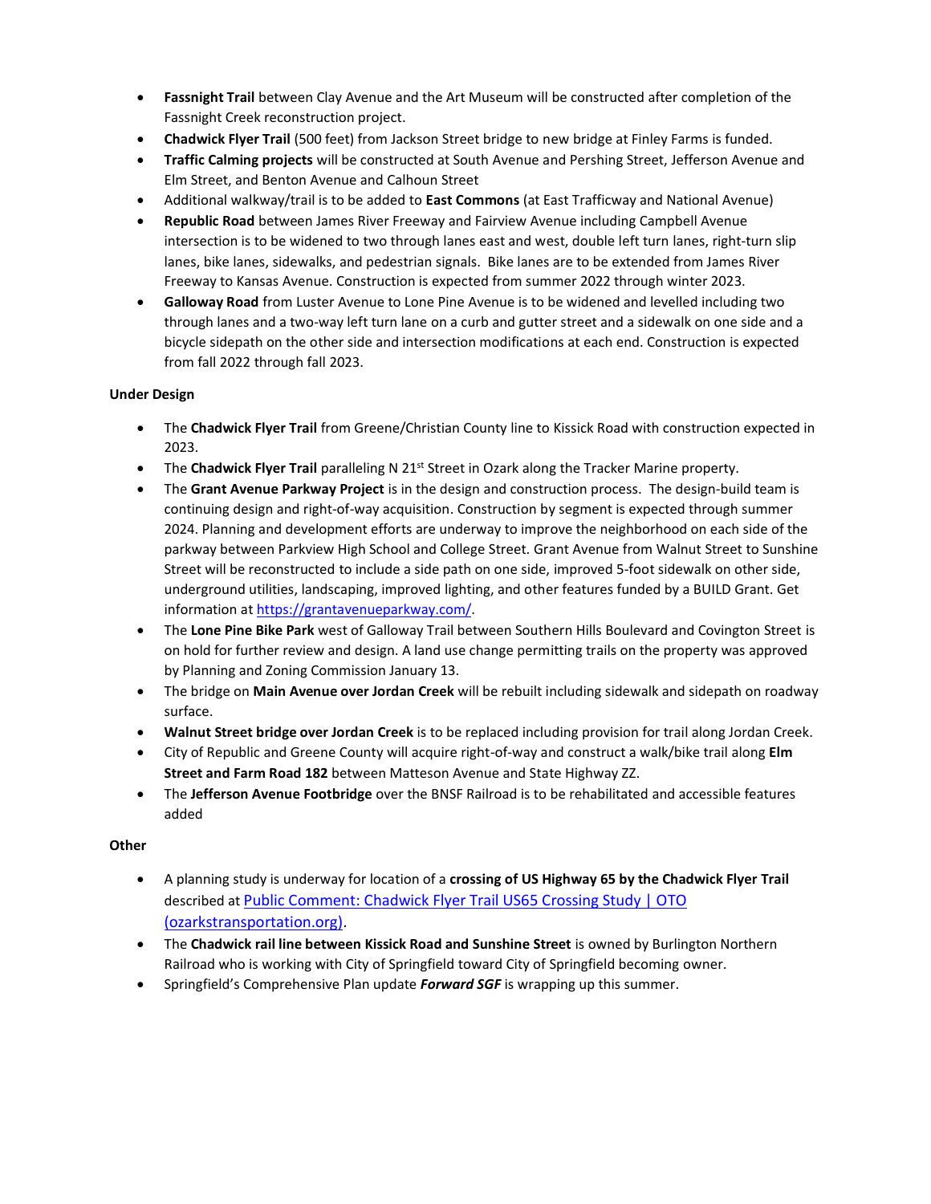- **Fassnight Trail** between Clay Avenue and the Art Museum will be constructed after completion of the Fassnight Creek reconstruction project.
- **Chadwick Flyer Trail** (500 feet) from Jackson Street bridge to new bridge at Finley Farms is funded.
- **Traffic Calming projects** will be constructed at South Avenue and Pershing Street, Jefferson Avenue and Elm Street, and Benton Avenue and Calhoun Street
- Additional walkway/trail is to be added to **East Commons** (at East Trafficway and National Avenue)
- **Republic Road** between James River Freeway and Fairview Avenue including Campbell Avenue intersection is to be widened to two through lanes east and west, double left turn lanes, right-turn slip lanes, bike lanes, sidewalks, and pedestrian signals. Bike lanes are to be extended from James River Freeway to Kansas Avenue. Construction is expected from summer 2022 through winter 2023.
- **Galloway Road** from Luster Avenue to Lone Pine Avenue is to be widened and levelled including two through lanes and a two-way left turn lane on a curb and gutter street and a sidewalk on one side and a bicycle sidepath on the other side and intersection modifications at each end. Construction is expected from fall 2022 through fall 2023.

**Under Design**

- The **Chadwick Flyer Trail** from Greene/Christian County line to Kissick Road with construction expected in 2023.
- The **Chadwick Flyer Trail** paralleling N 21st Street in Ozark along the Tracker Marine property.
- The **Grant Avenue Parkway Project** is in the design and construction process. The design-build team is continuing design and right-of-way acquisition. Construction by segment is expected through summer 2024. Planning and development efforts are underway to improve the neighborhood on each side of the parkway between Parkview High School and College Street. Grant Avenue from Walnut Street to Sunshine Street will be reconstructed to include a side path on one side, improved 5-foot sidewalk on other side, underground utilities, landscaping, improved lighting, and other features funded by a BUILD Grant. Get information at https://grantavenueparkway.com/.
- The **Lone Pine Bike Park** west of Galloway Trail between Southern Hills Boulevard and Covington Street is on hold for further review and design. A land use change permitting trails on the property was approved by Planning and Zoning Commission January 13.
- The bridge on **Main Avenue over Jordan Creek** will be rebuilt including sidewalk and sidepath on roadway surface.
- **Walnut Street bridge over Jordan Creek** is to be replaced including provision for trail along Jordan Creek.
- City of Republic and Greene County will acquire right-of-way and construct a walk/bike trail along **Elm Street and Farm Road 182** between Matteson Avenue and State Highway ZZ.
- The **Jefferson Avenue Footbridge** over the BNSF Railroad is to be rehabilitated and accessible features added

**Other**

- A planning study is underway for location of a **crossing of US Highway 65 by the Chadwick Flyer Trail** described at [Public Comment: Chadwick Flyer Trail US65 Crossing Study | OTO (ozarkstransportation.org)](ozarkstransportation.org).
- The **Chadwick rail line between Kissick Road and Sunshine Street** is owned by Burlington Northern Railroad who is working with City of Springfield toward City of Springfield becoming owner.
- Springfield's Comprehensive Plan update ***Forward SGF*** is wrapping up this summer.